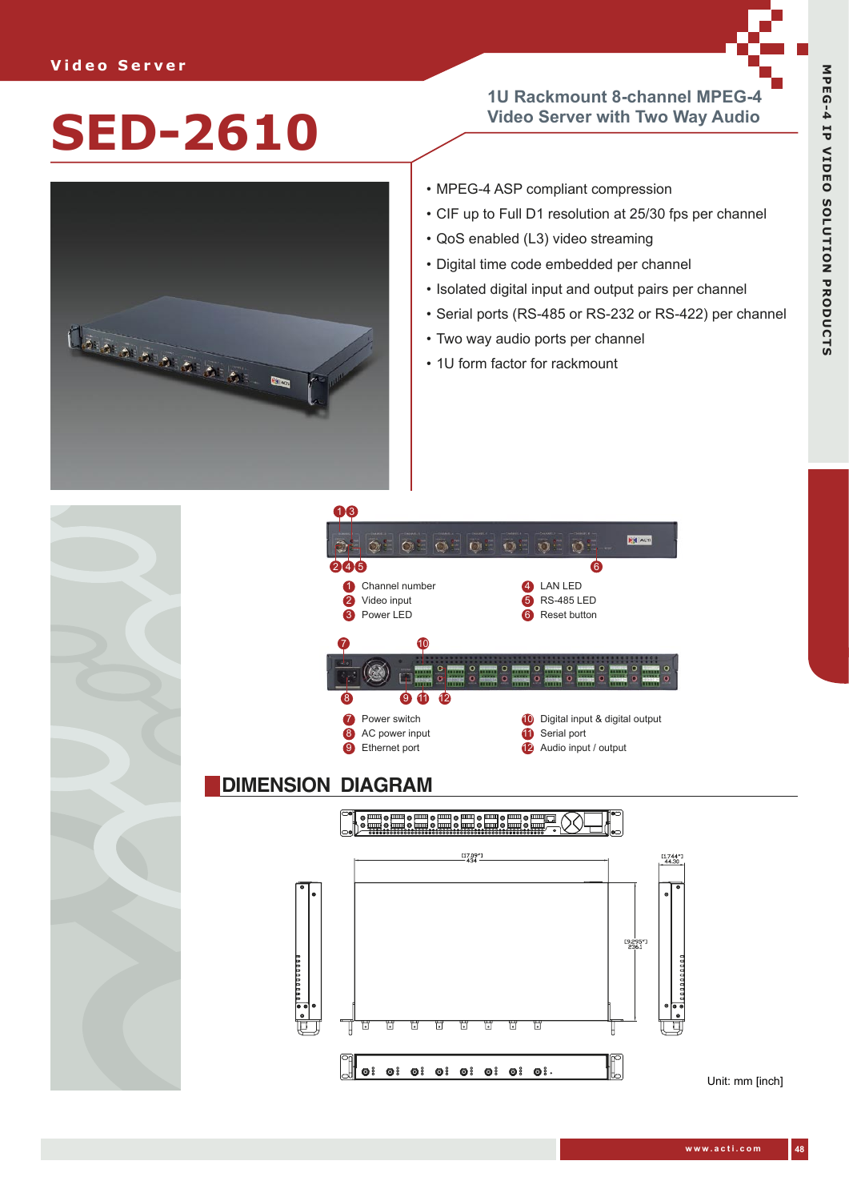# SED-2610

## 1U Rackmount 8-channel MPEG-4 Video Server with Two Way Audio

- MPEG-4 ASP compliant compression
- CIF up to Full D1 resolution at 25/30 fps per channel
- QoS enabled (L3) video streaming
- Digital time code embedded per channel
- Isolated digital input and output pairs per channel
- Serial ports (RS-485 or RS-232 or RS-422) per channel
- Two way audio ports per channel
- 1U form factor for rackmount

1. Channel number
2. Video input
3. Power LED
4. LAN LED
5. RS-485 LED
6. Reset button

7. Power switch
8. AC power input
9. Ethernet port
10. Digital input & digital output
11. Serial port
12. Audio input / output

## DIMENSION DIAGRAM

[17.09"] 434

[1.744"] 44.30

[9.295"] 236.1

Unit: mm [inch]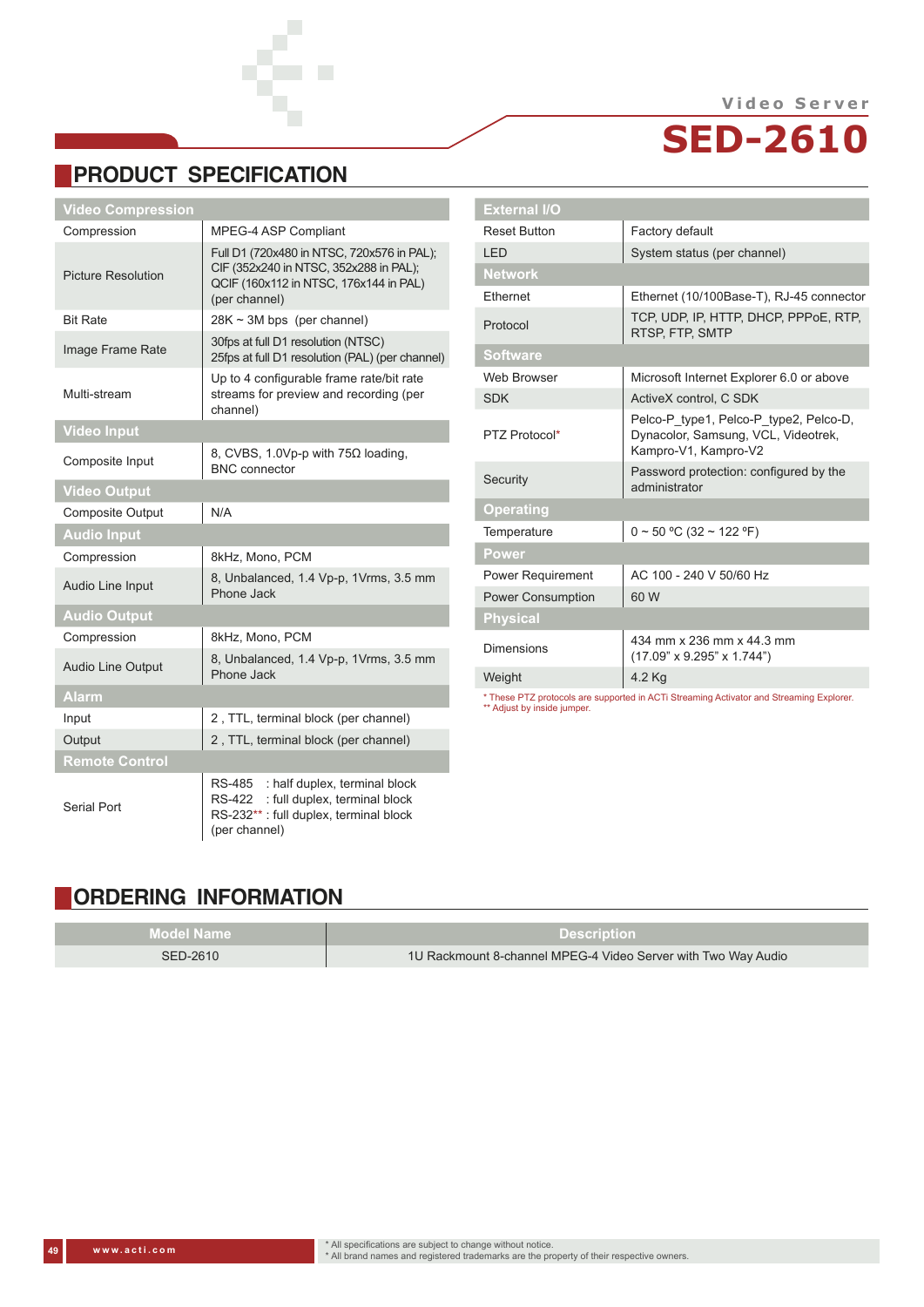Video Server

# SED-2610

## PRODUCT SPECIFICATION

| Video Compression | |
|---|---|
| Compression | MPEG-4 ASP Compliant |
| Picture Resolution | Full D1 (720x480 in NTSC, 720x576 in PAL); CIF (352x240 in NTSC, 352x288 in PAL); QCIF (160x112 in NTSC, 176x144 in PAL) (per channel) |
| Bit Rate | 28K ~ 3M bps (per channel) |
| Image Frame Rate | 30fps at full D1 resolution (NTSC) 25fps at full D1 resolution (PAL) (per channel) |
| Multi-stream | Up to 4 configurable frame rate/bit rate streams for preview and recording (per channel) |
| **Video Input** | |
| Composite Input | 8, CVBS, 1.0Vp-p with 75Ω loading, BNC connector |
| **Video Output** | |
| Composite Output | N/A |
| **Audio Input** | |
| Compression | 8kHz, Mono, PCM |
| Audio Line Input | 8, Unbalanced, 1.4 Vp-p, 1Vrms, 3.5 mm Phone Jack |
| **Audio Output** | |
| Compression | 8kHz, Mono, PCM |
| Audio Line Output | 8, Unbalanced, 1.4 Vp-p, 1Vrms, 3.5 mm Phone Jack |
| **Alarm** | |
| Input | 2 , TTL, terminal block (per channel) |
| Output | 2 , TTL, terminal block (per channel) |
| **Remote Control** | |
| Serial Port | RS-485 : half duplex, terminal block<br>RS-422 : full duplex, terminal block<br>RS-232** : full duplex, terminal block<br>(per channel) |

| External I/O | |
|---|---|
| Reset Button | Factory default |
| LED | System status (per channel) |
| **Network** | |
| Ethernet | Ethernet (10/100Base-T), RJ-45 connector |
| Protocol | TCP, UDP, IP, HTTP, DHCP, PPPoE, RTP, RTSP, FTP, SMTP |
| **Software** | |
| Web Browser | Microsoft Internet Explorer 6.0 or above |
| SDK | ActiveX control, C SDK |
| PTZ Protocol* | Pelco-P_type1, Pelco-P_type2, Pelco-D, Dynacolor, Samsung, VCL, Videotrek, Kampro-V1, Kampro-V2 |
| Security | Password protection: configured by the administrator |
| **Operating** | |
| Temperature | 0 ~ 50 ºC (32 ~ 122 ºF) |
| **Power** | |
| Power Requirement | AC 100 - 240 V 50/60 Hz |
| Power Consumption | 60 W |
| **Physical** | |
| Dimensions | 434 mm x 236 mm x 44.3 mm (17.09" x 9.295" x 1.744") |
| Weight | 4.2 Kg |

* These PTZ protocols are supported in ACTi Streaming Activator and Streaming Explorer.
** Adjust by inside jumper.

## ORDERING INFORMATION

| Model Name | Description |
|---|---|
| SED-2610 | 1U Rackmount 8-channel MPEG-4 Video Server with Two Way Audio |

www.acti.com

* All specifications are subject to change without notice.
* All brand names and registered trademarks are the property of their respective owners.